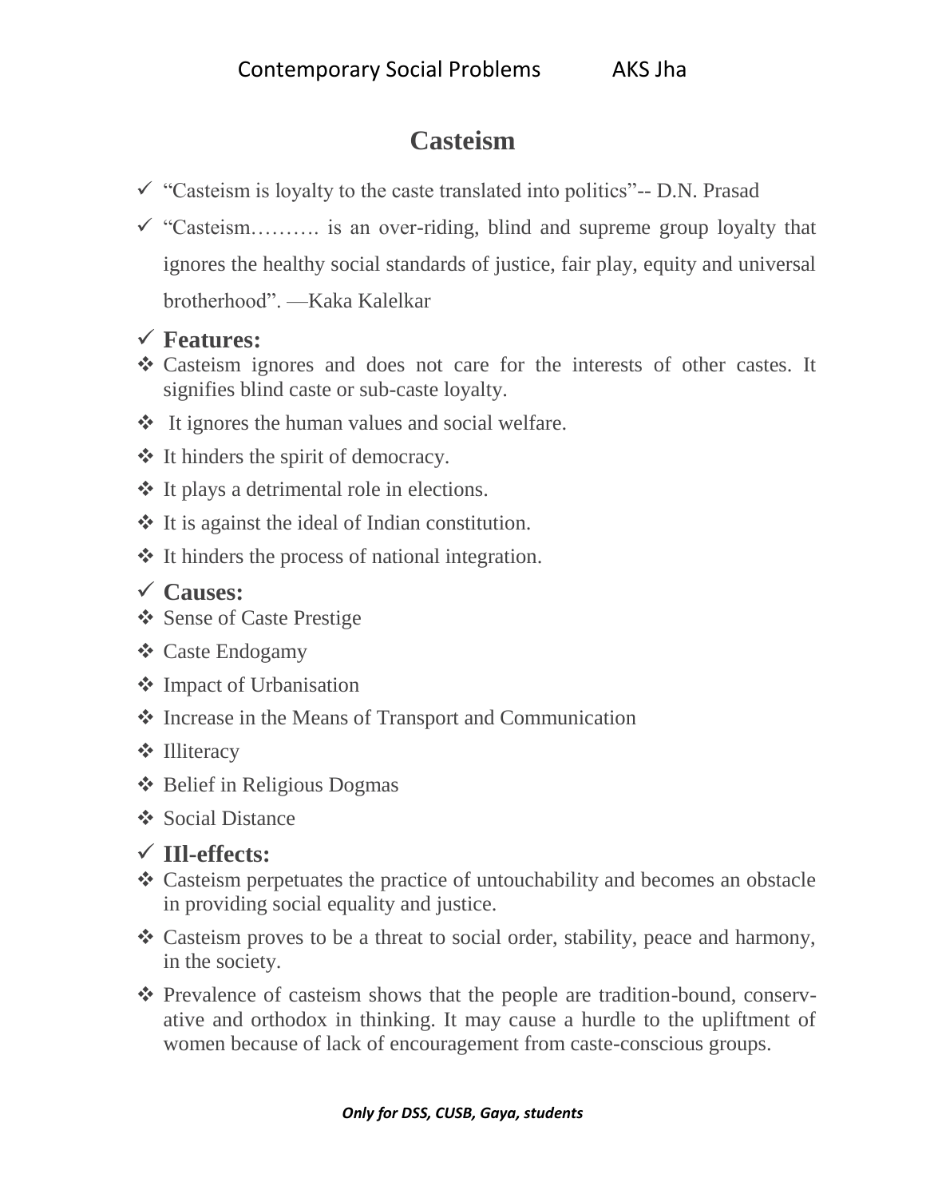# Casteism

- ✓ "Casteism is loyalty to the caste translated into politics"-- D.N. Prasad
- ✓ "Casteism………. is an over-riding, blind and supreme group loyalty that ignores the healthy social standards of justice, fair play, equity and universal brotherhood". —Kaka Kalelkar

## ✓ Features:

- ❖ Casteism ignores and does not care for the interests of other castes. It signifies blind caste or sub-caste loyalty.
- ❖ It ignores the human values and social welfare.
- ❖ It hinders the spirit of democracy.
- ❖ It plays a detrimental role in elections.
- ❖ It is against the ideal of Indian constitution.
- ❖ It hinders the process of national integration.

## ✓ Causes:

- ❖ Sense of Caste Prestige
- ❖ Caste Endogamy
- ❖ Impact of Urbanisation
- ❖ Increase in the Means of Transport and Communication
- ❖ Illiteracy
- ❖ Belief in Religious Dogmas
- ❖ Social Distance

## ✓ Ill-effects:

- ❖ Casteism perpetuates the practice of untouchability and becomes an obstacle in providing social equality and justice.
- ❖ Casteism proves to be a threat to social order, stability, peace and harmony, in the society.
- ❖ Prevalence of casteism shows that the people are tradition-bound, conservative and orthodox in thinking. It may cause a hurdle to the upliftment of women because of lack of encouragement from caste-conscious groups.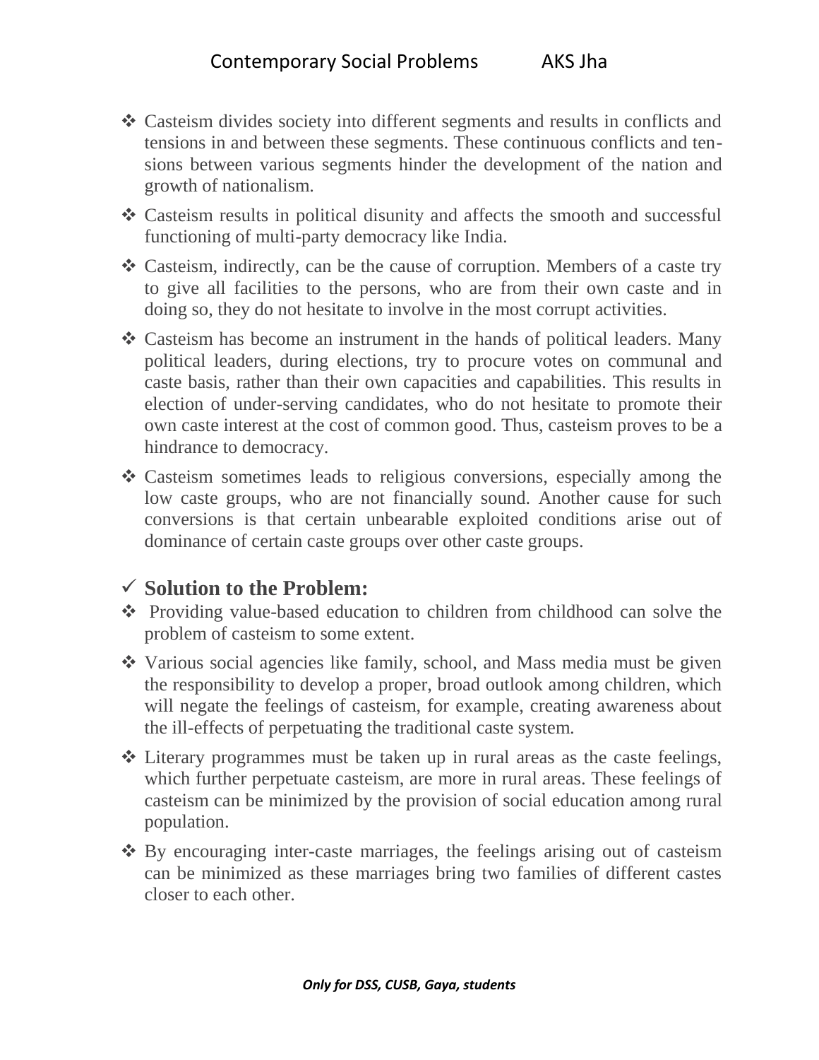- Casteism divides society into different segments and results in conflicts and tensions in and between these segments. These continuous conflicts and tensions between various segments hinder the development of the nation and growth of nationalism.
- Casteism results in political disunity and affects the smooth and successful functioning of multi-party democracy like India.
- Casteism, indirectly, can be the cause of corruption. Members of a caste try to give all facilities to the persons, who are from their own caste and in doing so, they do not hesitate to involve in the most corrupt activities.
- Casteism has become an instrument in the hands of political leaders. Many political leaders, during elections, try to procure votes on communal and caste basis, rather than their own capacities and capabilities. This results in election of under-serving candidates, who do not hesitate to promote their own caste interest at the cost of common good. Thus, casteism proves to be a hindrance to democracy.
- Casteism sometimes leads to religious conversions, especially among the low caste groups, who are not financially sound. Another cause for such conversions is that certain unbearable exploited conditions arise out of dominance of certain caste groups over other caste groups.

### ✓ Solution to the Problem:

- Providing value-based education to children from childhood can solve the problem of casteism to some extent.
- Various social agencies like family, school, and Mass media must be given the responsibility to develop a proper, broad outlook among children, which will negate the feelings of casteism, for example, creating awareness about the ill-effects of perpetuating the traditional caste system.
- Literary programmes must be taken up in rural areas as the caste feelings, which further perpetuate casteism, are more in rural areas. These feelings of casteism can be minimized by the provision of social education among rural population.
- By encouraging inter-caste marriages, the feelings arising out of casteism can be minimized as these marriages bring two families of different castes closer to each other.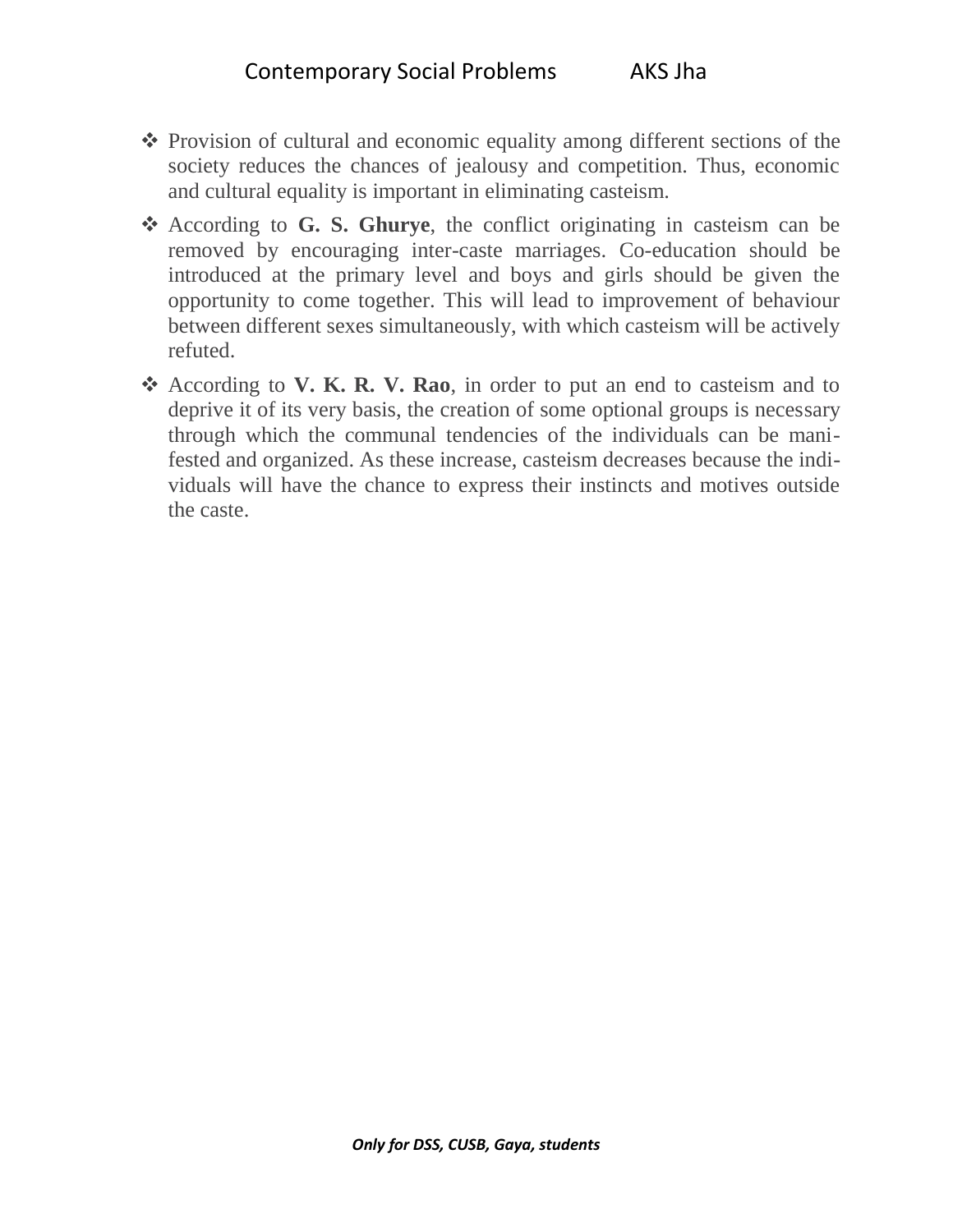- Provision of cultural and economic equality among different sections of the society reduces the chances of jealousy and competition. Thus, economic and cultural equality is important in eliminating casteism.
- According to **G. S. Ghurye**, the conflict originating in casteism can be removed by encouraging inter-caste marriages. Co-education should be introduced at the primary level and boys and girls should be given the opportunity to come together. This will lead to improvement of behaviour between different sexes simultaneously, with which casteism will be actively refuted.
- According to **V. K. R. V. Rao**, in order to put an end to casteism and to deprive it of its very basis, the creation of some optional groups is necessary through which the communal tendencies of the individuals can be manifested and organized. As these increase, casteism decreases because the individuals will have the chance to express their instincts and motives outside the caste.